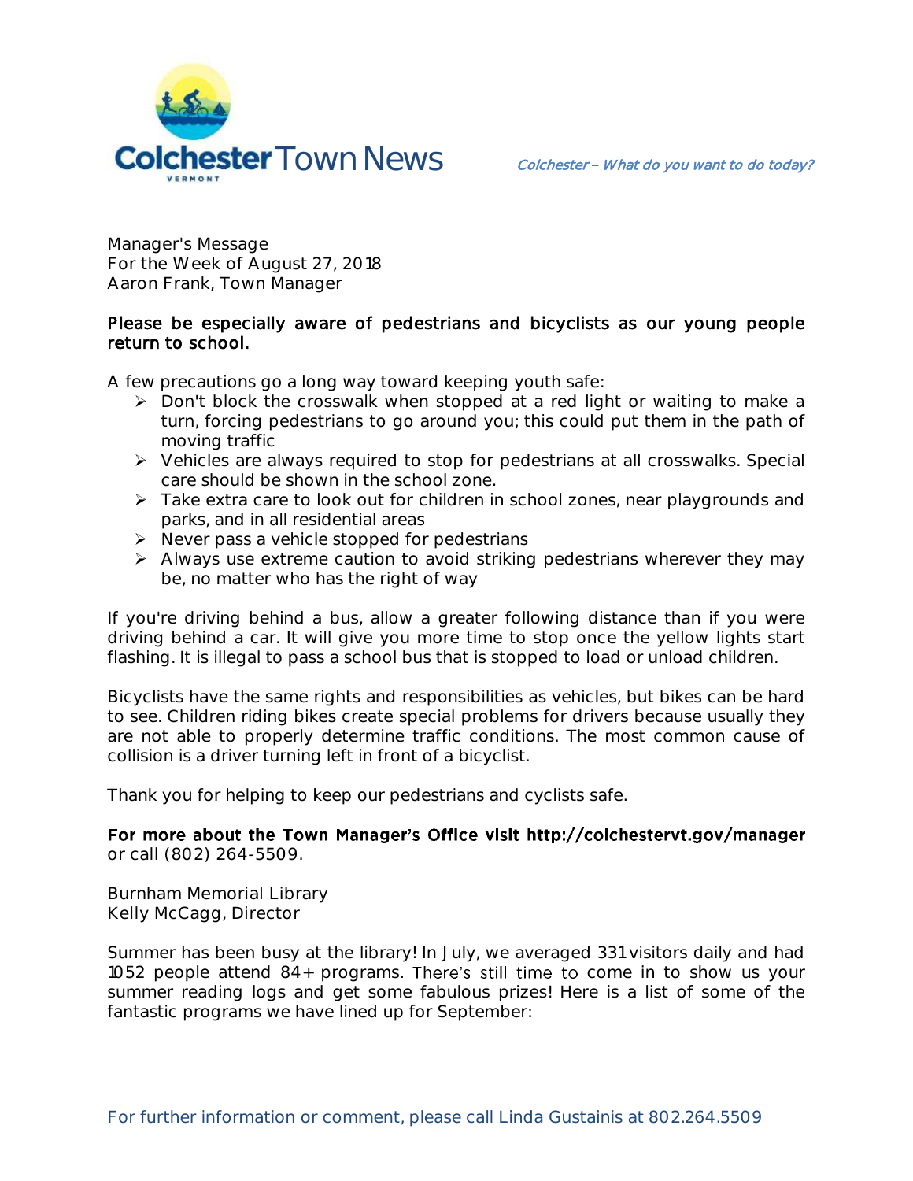Colchester Town News

*Colchester – What do you want to do today?*

Manager's Message
For the Week of August 27, 2018
Aaron Frank, Town Manager

**Please be especially aware of pedestrians and bicyclists as our young people return to school.**

A few precautions go a long way toward keeping youth safe:

- Don't block the crosswalk when stopped at a red light or waiting to make a turn, forcing pedestrians to go around you; this could put them in the path of moving traffic
- Vehicles are always required to stop for pedestrians at all crosswalks. Special care should be shown in the school zone.
- Take extra care to look out for children in school zones, near playgrounds and parks, and in all residential areas
- Never pass a vehicle stopped for pedestrians
- Always use extreme caution to avoid striking pedestrians wherever they may be, no matter who has the right of way

If you're driving behind a bus, allow a greater following distance than if you were driving behind a car. It will give you more time to stop once the yellow lights start flashing. It is illegal to pass a school bus that is stopped to load or unload children.

Bicyclists have the same rights and responsibilities as vehicles, but bikes can be hard to see. Children riding bikes create special problems for drivers because usually they are not able to properly determine traffic conditions. The most common cause of collision is a driver turning left in front of a bicyclist.

Thank you for helping to keep our pedestrians and cyclists safe.

**For more about the Town Manager's Office visit http://colchestervt.gov/manager** or call (802) 264-5509.

Burnham Memorial Library
Kelly McCagg, Director

Summer has been busy at the library! In July, we averaged 331 visitors daily and had 1052 people attend 84+ programs. There's still time to come in to show us your summer reading logs and get some fabulous prizes! Here is a list of some of the fantastic programs we have lined up for September: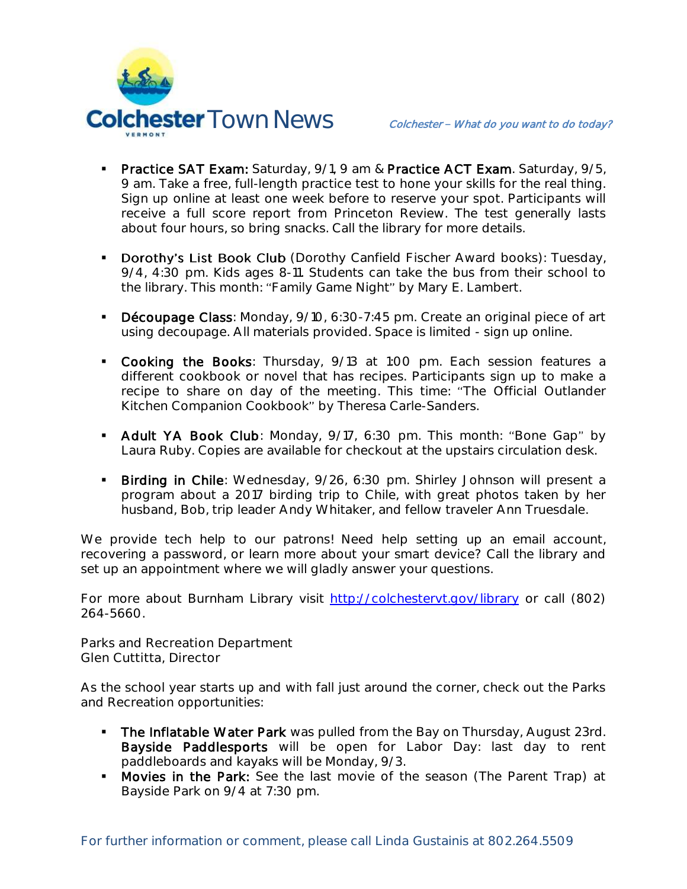- **Practice SAT Exam:** Saturday, 9/1, 9 am & **Practice ACT Exam**. Saturday, 9/5, 9 am. Take a free, full-length practice test to hone your skills for the real thing. Sign up online at least one week before to reserve your spot. Participants will receive a full score report from Princeton Review. The test generally lasts about four hours, so bring snacks. Call the library for more details.

- **Dorothy's List Book Club** (Dorothy Canfield Fischer Award books): Tuesday, 9/4, 4:30 pm. Kids ages 8-11. Students can take the bus from their school to the library. This month: "Family Game Night" by Mary E. Lambert.

- **Découpage Class**: Monday, 9/10, 6:30-7:45 pm. Create an original piece of art using decoupage. All materials provided. Space is limited - sign up online.

- **Cooking the Books**: Thursday, 9/13 at 1:00 pm. Each session features a different cookbook or novel that has recipes. Participants sign up to make a recipe to share on day of the meeting. This time: "The Official Outlander Kitchen Companion Cookbook" by Theresa Carle-Sanders.

- **Adult YA Book Club**: Monday, 9/17, 6:30 pm. This month: "Bone Gap" by Laura Ruby. Copies are available for checkout at the upstairs circulation desk.

- **Birding in Chile**: Wednesday, 9/26, 6:30 pm. Shirley Johnson will present a program about a 2017 birding trip to Chile, with great photos taken by her husband, Bob, trip leader Andy Whitaker, and fellow traveler Ann Truesdale.

We provide tech help to our patrons! Need help setting up an email account, recovering a password, or learn more about your smart device? Call the library and set up an appointment where we will gladly answer your questions.

For more about Burnham Library visit http://colchestervt.gov/library or call (802) 264-5660.

Parks and Recreation Department
Glen Cuttitta, Director

As the school year starts up and with fall just around the corner, check out the Parks and Recreation opportunities:

- **The Inflatable Water Park** was pulled from the Bay on Thursday, August 23rd. **Bayside Paddlesports** will be open for Labor Day: last day to rent paddleboards and kayaks will be Monday, 9/3.
- **Movies in the Park:** See the last movie of the season (The Parent Trap) at Bayside Park on 9/4 at 7:30 pm.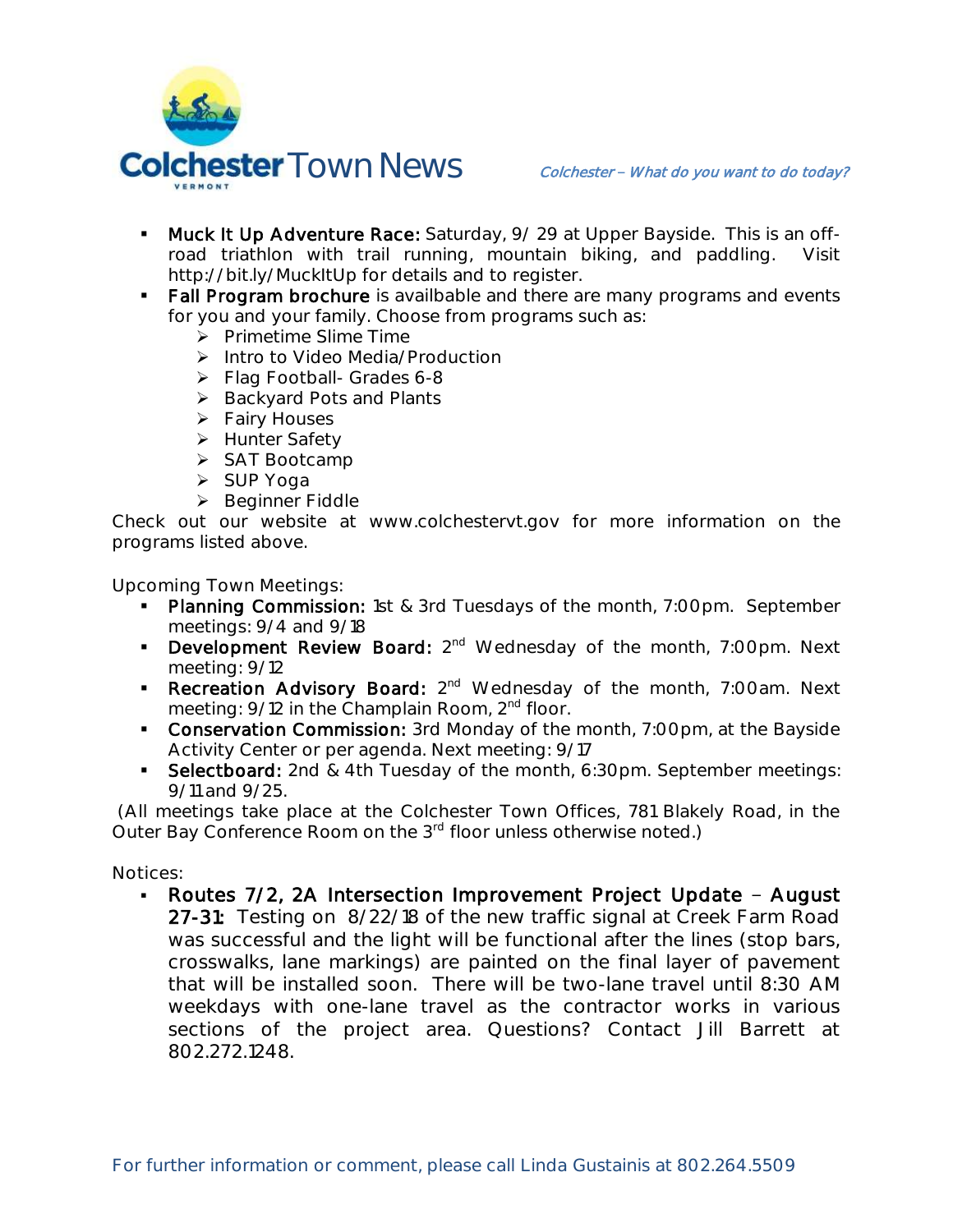- **Muck It Up Adventure Race:** Saturday, 9/ 29 at Upper Bayside. This is an off-road triathlon with trail running, mountain biking, and paddling. Visit http://bit.ly/MuckItUp for details and to register.
- **Fall Program brochure** is availbable and there are many programs and events for you and your family. Choose from programs such as:
  - Primetime Slime Time
  - Intro to Video Media/Production
  - Flag Football- Grades 6-8
  - Backyard Pots and Plants
  - Fairy Houses
  - Hunter Safety
  - SAT Bootcamp
  - SUP Yoga
  - Beginner Fiddle

Check out our website at www.colchestervt.gov for more information on the programs listed above.

Upcoming Town Meetings:

- **Planning Commission:** 1st & 3rd Tuesdays of the month, 7:00pm. September meetings: 9/4 and 9/18
- **Development Review Board:** 2nd Wednesday of the month, 7:00pm. Next meeting: 9/12
- **Recreation Advisory Board:** 2nd Wednesday of the month, 7:00am. Next meeting: 9/12 in the Champlain Room, 2nd floor.
- **Conservation Commission:** 3rd Monday of the month, 7:00pm, at the Bayside Activity Center or per agenda. Next meeting: 9/17
- **Selectboard:** 2nd & 4th Tuesday of the month, 6:30pm. September meetings: 9/11 and 9/25.

(All meetings take place at the Colchester Town Offices, 781 Blakely Road, in the Outer Bay Conference Room on the 3rd floor unless otherwise noted.)

Notices:

- **Routes 7/2, 2A Intersection Improvement Project Update – August 27-31:** Testing on 8/22/18 of the new traffic signal at Creek Farm Road was successful and the light will be functional after the lines (stop bars, crosswalks, lane markings) are painted on the final layer of pavement that will be installed soon. There will be two-lane travel until 8:30 AM weekdays with one-lane travel as the contractor works in various sections of the project area. Questions? Contact Jill Barrett at 802.272.1248.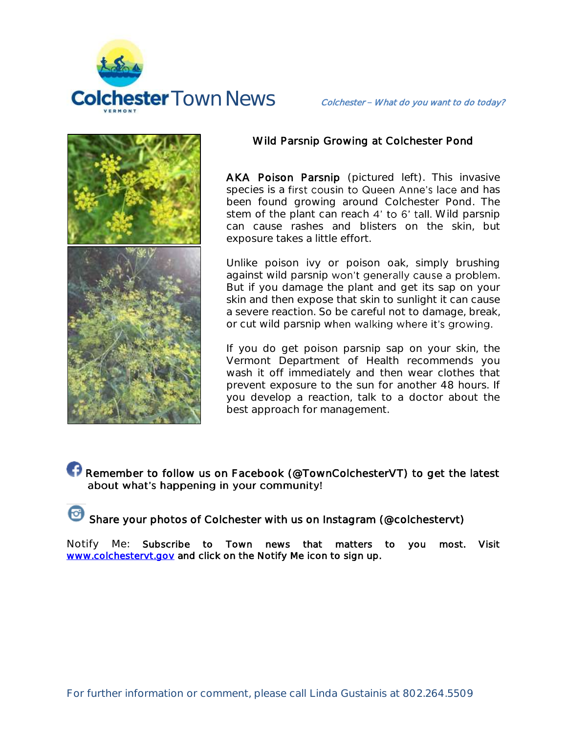# Colchester Town News

*Colchester – What do you want to do today?*

## Wild Parsnip Growing at Colchester Pond

**AKA Poison Parsnip** (pictured left). This invasive species is a first cousin to Queen Anne's lace and has been found growing around Colchester Pond. The stem of the plant can reach 4' to 6' tall. Wild parsnip can cause rashes and blisters on the skin, but exposure takes a little effort.

Unlike poison ivy or poison oak, simply brushing against wild parsnip won't generally cause a problem. But if you damage the plant and get its sap on your skin and then expose that skin to sunlight it can cause a severe reaction. So be careful not to damage, break, or cut wild parsnip when walking where it's growing.

If you do get poison parsnip sap on your skin, the Vermont Department of Health recommends you wash it off immediately and then wear clothes that prevent exposure to the sun for another 48 hours. If you develop a reaction, talk to a doctor about the best approach for management.

Remember to follow us on Facebook (@TownColchesterVT) to get the latest about what's happening in your community!

Share your photos of Colchester with us on Instagram (@colchestervt)

Notify Me: **Subscribe to Town news that matters to you most. Visit [www.colchestervt.gov](http://www.colchestervt.gov) and click on the Notify Me icon to sign up.**

For further information or comment, please call Linda Gustainis at 802.264.5509